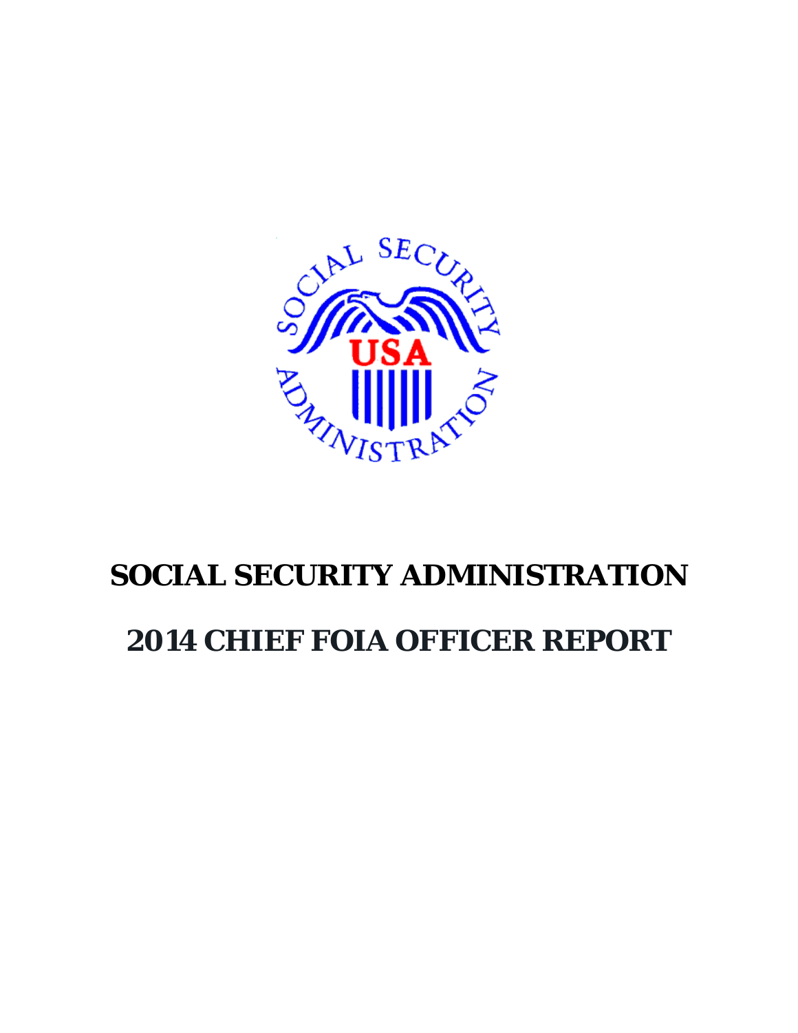# SOCIAL SECURITY ADMINISTRATION

# 2014 CHIEF FOIA OFFICER REPORT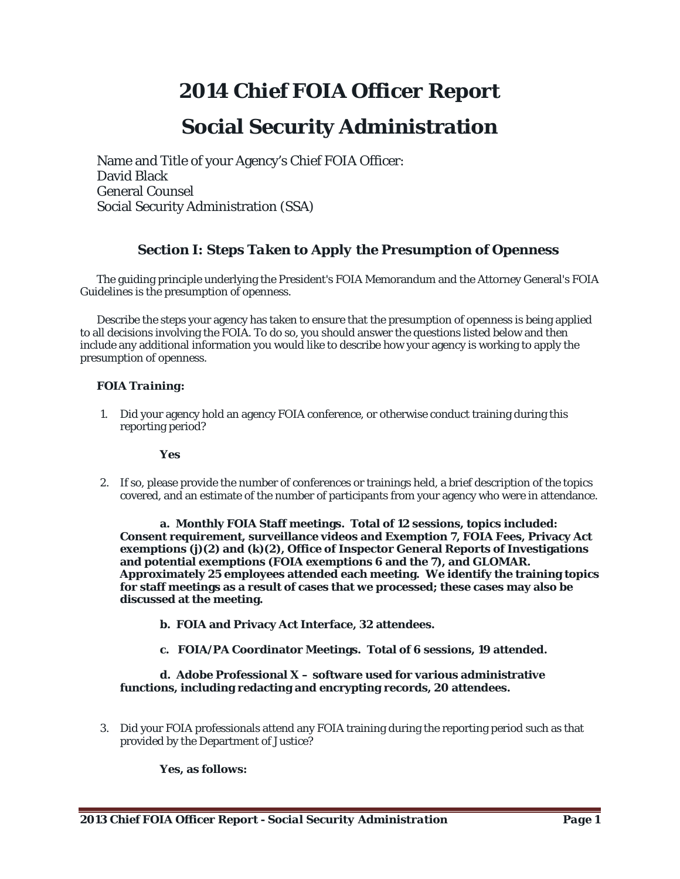# 2014 Chief FOIA Officer Report

# Social Security Administration

Name and Title of your Agency's Chief FOIA Officer:
David Black
General Counsel
Social Security Administration (SSA)

## Section I: Steps Taken to Apply the Presumption of Openness

The guiding principle underlying the President's FOIA Memorandum and the Attorney General's FOIA Guidelines is the presumption of openness.

Describe the steps your agency has taken to ensure that the presumption of openness is being applied to all decisions involving the FOIA. To do so, you should answer the questions listed below and then include any additional information you would like to describe how your agency is working to apply the presumption of openness.

***FOIA Training:***

1. Did your agency hold an agency FOIA conference, or otherwise conduct training during this reporting period?

   **Yes**

2. If so, please provide the number of conferences or trainings held, a brief description of the topics covered, and an estimate of the number of participants from your agency who were in attendance.

   **a. Monthly FOIA Staff meetings. Total of 12 sessions, topics included: Consent requirement, surveillance videos and Exemption 7, FOIA Fees, Privacy Act exemptions (j)(2) and (k)(2), Office of Inspector General Reports of Investigations and potential exemptions (FOIA exemptions 6 and the 7), and GLOMAR. Approximately 25 employees attended each meeting. We identify the training topics for staff meetings as a result of cases that we processed; these cases may also be discussed at the meeting.**

   **b. FOIA and Privacy Act Interface, 32 attendees.**

   **c. FOIA/PA Coordinator Meetings. Total of 6 sessions, 19 attended.**

   **d. Adobe Professional X – software used for various administrative functions, including redacting and encrypting records, 20 attendees.**

3. Did your FOIA professionals attend any FOIA training during the reporting period such as that provided by the Department of Justice?

   **Yes, as follows:**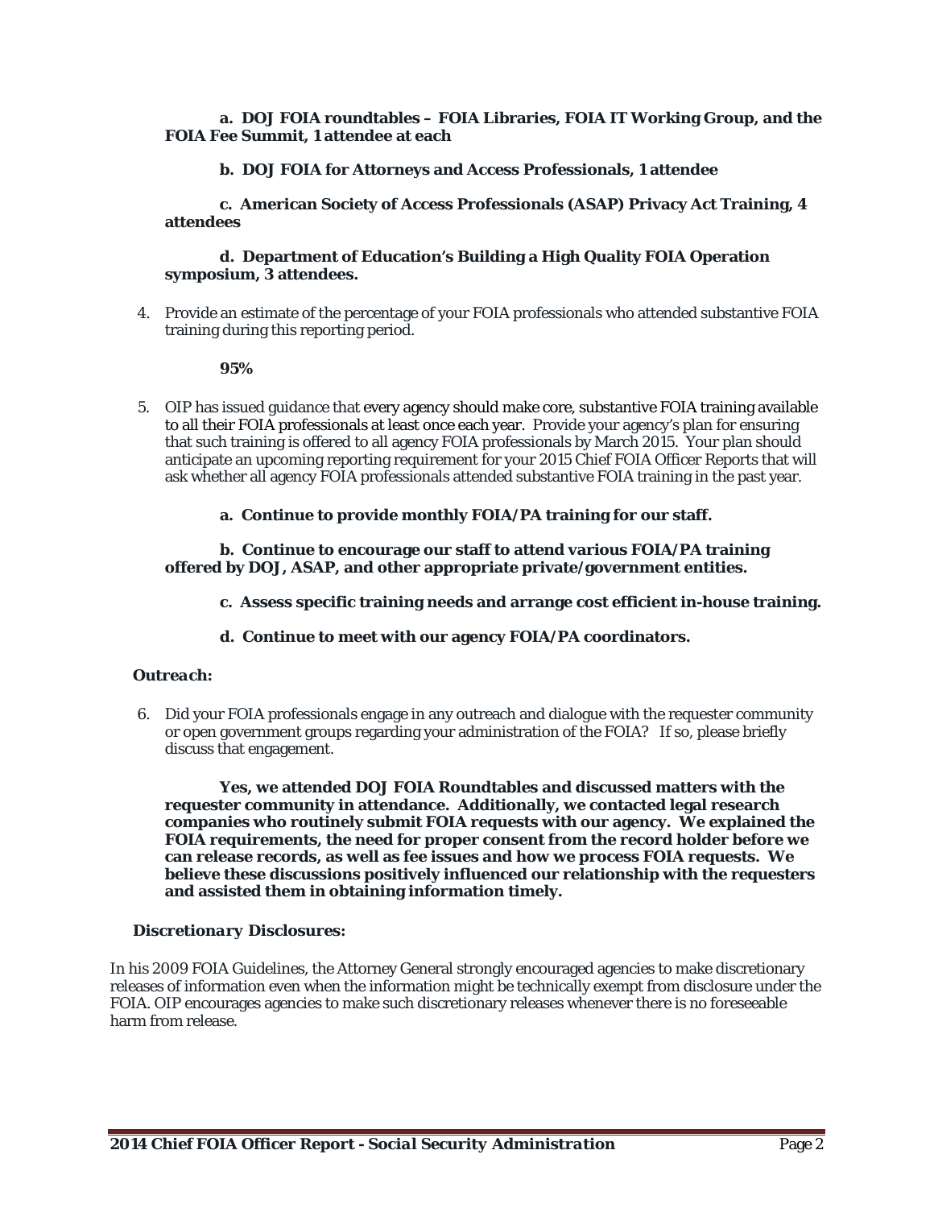**a. DOJ FOIA roundtables – FOIA Libraries, FOIA IT Working Group, and the FOIA Fee Summit, 1 attendee at each**

**b. DOJ FOIA for Attorneys and Access Professionals, 1 attendee**

**c. American Society of Access Professionals (ASAP) Privacy Act Training, 4 attendees**

**d. Department of Education's Building a High Quality FOIA Operation symposium, 3 attendees.**

4. Provide an estimate of the percentage of your FOIA professionals who attended substantive FOIA training during this reporting period.

   **95%**

5. OIP has issued guidance that every agency should make core, substantive FOIA training available to all their FOIA professionals at least once each year. Provide your agency's plan for ensuring that such training is offered to all agency FOIA professionals by March 2015. Your plan should anticipate an upcoming reporting requirement for your 2015 Chief FOIA Officer Reports that will ask whether all agency FOIA professionals attended substantive FOIA training in the past year.

   **a. Continue to provide monthly FOIA/PA training for our staff.**

   **b. Continue to encourage our staff to attend various FOIA/PA training offered by DOJ, ASAP, and other appropriate private/government entities.**

   **c. Assess specific training needs and arrange cost efficient in-house training.**

   **d. Continue to meet with our agency FOIA/PA coordinators.**

***Outreach:***

6. Did your FOIA professionals engage in any outreach and dialogue with the requester community or open government groups regarding your administration of the FOIA? If so, please briefly discuss that engagement.

   **Yes, we attended DOJ FOIA Roundtables and discussed matters with the requester community in attendance. Additionally, we contacted legal research companies who routinely submit FOIA requests with our agency. We explained the FOIA requirements, the need for proper consent from the record holder before we can release records, as well as fee issues and how we process FOIA requests. We believe these discussions positively influenced our relationship with the requesters and assisted them in obtaining information timely.**

***Discretionary Disclosures:***

In his 2009 FOIA Guidelines, the Attorney General strongly encouraged agencies to make discretionary releases of information even when the information might be technically exempt from disclosure under the FOIA. OIP encourages agencies to make such discretionary releases whenever there is no foreseeable harm from release.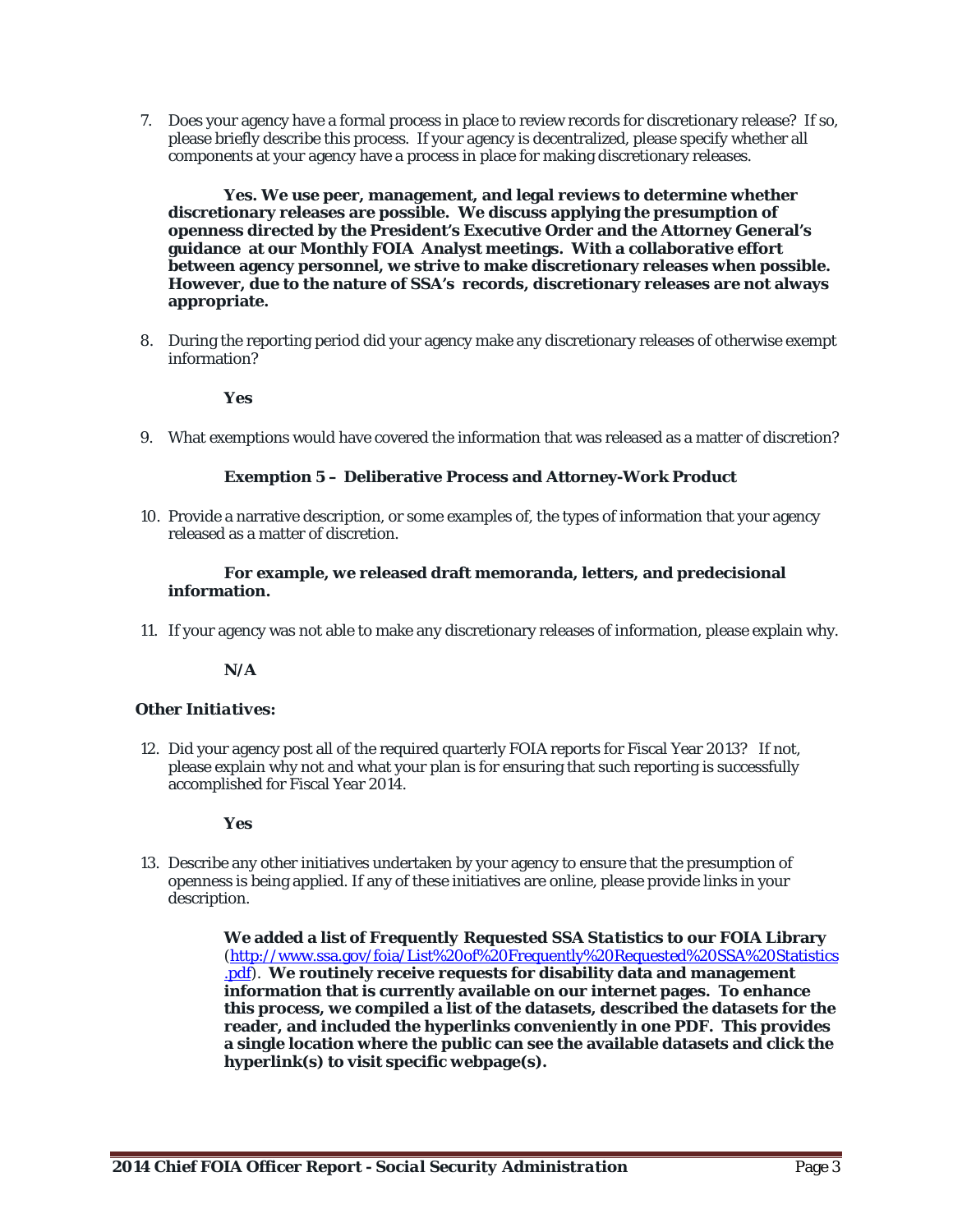7. Does your agency have a formal process in place to review records for discretionary release? If so, please briefly describe this process. If your agency is decentralized, please specify whether all components at your agency have a process in place for making discretionary releases.

    **Yes. We use peer, management, and legal reviews to determine whether discretionary releases are possible. We discuss applying the presumption of openness directed by the President's Executive Order and the Attorney General's guidance at our Monthly FOIA Analyst meetings. With a collaborative effort between agency personnel, we strive to make discretionary releases when possible. However, due to the nature of SSA's records, discretionary releases are not always appropriate.**

8. During the reporting period did your agency make any discretionary releases of otherwise exempt information?

    **Yes**

9. What exemptions would have covered the information that was released as a matter of discretion?

    **Exemption 5 – Deliberative Process and Attorney-Work Product**

10. Provide a narrative description, or some examples of, the types of information that your agency released as a matter of discretion.

    **For example, we released draft memoranda, letters, and predecisional information.**

11. If your agency was not able to make any discretionary releases of information, please explain why.

    **N/A**

***Other Initiatives:***

12. Did your agency post all of the required quarterly FOIA reports for Fiscal Year 2013? If not, please explain why not and what your plan is for ensuring that such reporting is successfully accomplished for Fiscal Year 2014.

    **Yes**

13. Describe any other initiatives undertaken by your agency to ensure that the presumption of openness is being applied. If any of these initiatives are online, please provide links in your description.

    **We added a list of *Frequently Requested SSA Statistics* to our FOIA Library** ([http://www.ssa.gov/foia/List%20of%20Frequently%20Requested%20SSA%20Statistics.pdf](http://www.ssa.gov/foia/List%20of%20Frequently%20Requested%20SSA%20Statistics.pdf)). **We routinely receive requests for disability data and management information that is currently available on our internet pages. To enhance this process, we compiled a list of the datasets, described the datasets for the reader, and included the hyperlinks conveniently in one PDF. This provides a single location where the public can see the available datasets and click the hyperlink(s) to visit specific webpage(s).**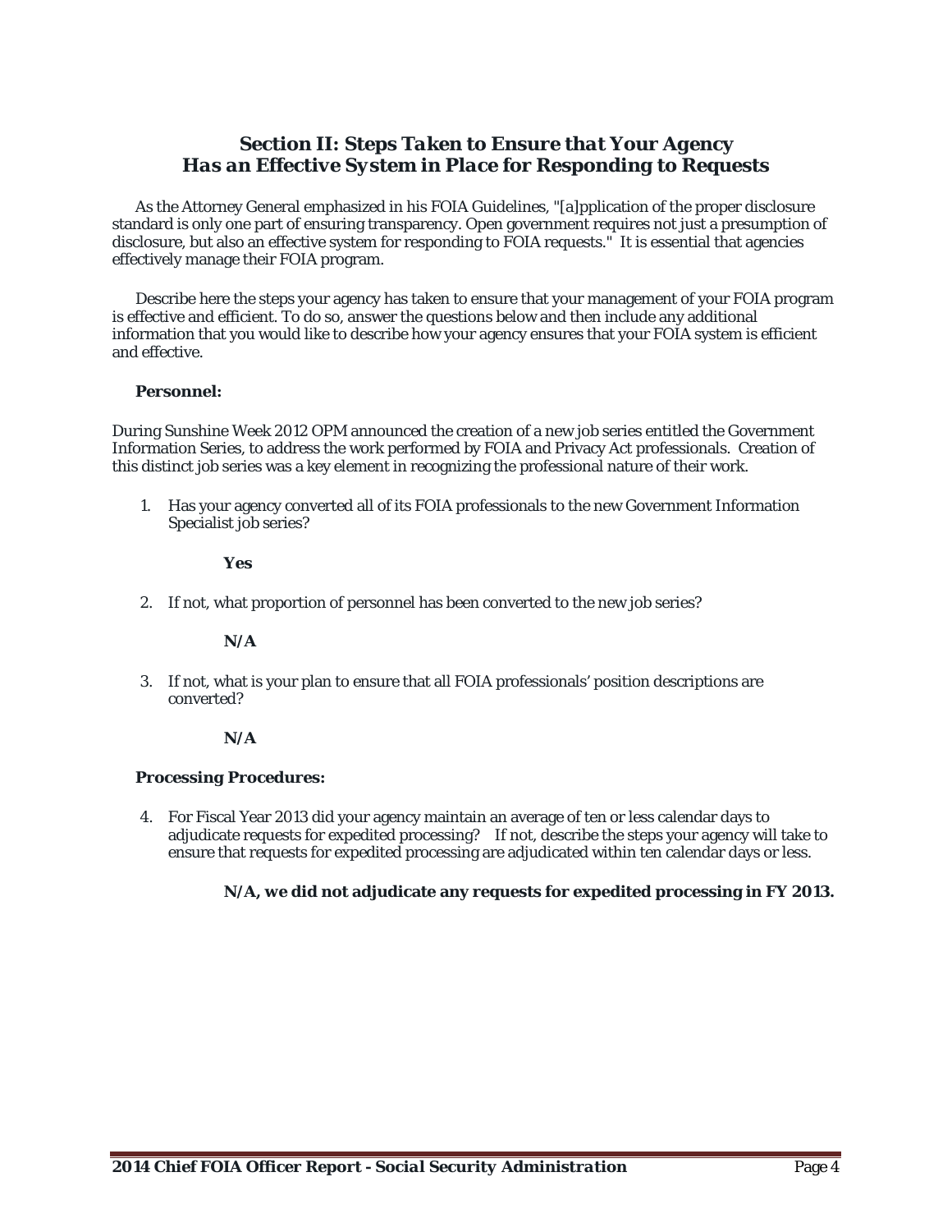## *Section II: Steps Taken to Ensure that Your Agency Has an Effective System in Place for Responding to Requests*

As the Attorney General emphasized in his FOIA Guidelines, "[a]pplication of the proper disclosure standard is only one part of ensuring transparency. Open government requires not just a presumption of disclosure, but also an effective system for responding to FOIA requests." It is essential that agencies effectively manage their FOIA program.

Describe here the steps your agency has taken to ensure that your management of your FOIA program is effective and efficient. To do so, answer the questions below and then include any additional information that you would like to describe how your agency ensures that your FOIA system is efficient and effective.

**Personnel:**

During Sunshine Week 2012 OPM announced the creation of a new job series entitled the Government Information Series, to address the work performed by FOIA and Privacy Act professionals. Creation of this distinct job series was a key element in recognizing the professional nature of their work.

1. Has your agency converted all of its FOIA professionals to the new Government Information Specialist job series?

   **Yes**

2. If not, what proportion of personnel has been converted to the new job series?

   **N/A**

3. If not, what is your plan to ensure that all FOIA professionals' position descriptions are converted?

   **N/A**

**Processing Procedures:**

4. For Fiscal Year 2013 did your agency maintain an average of ten or less calendar days to adjudicate requests for expedited processing? If not, describe the steps your agency will take to ensure that requests for expedited processing are adjudicated within ten calendar days or less.

   **N/A, we did not adjudicate any requests for expedited processing in FY 2013.**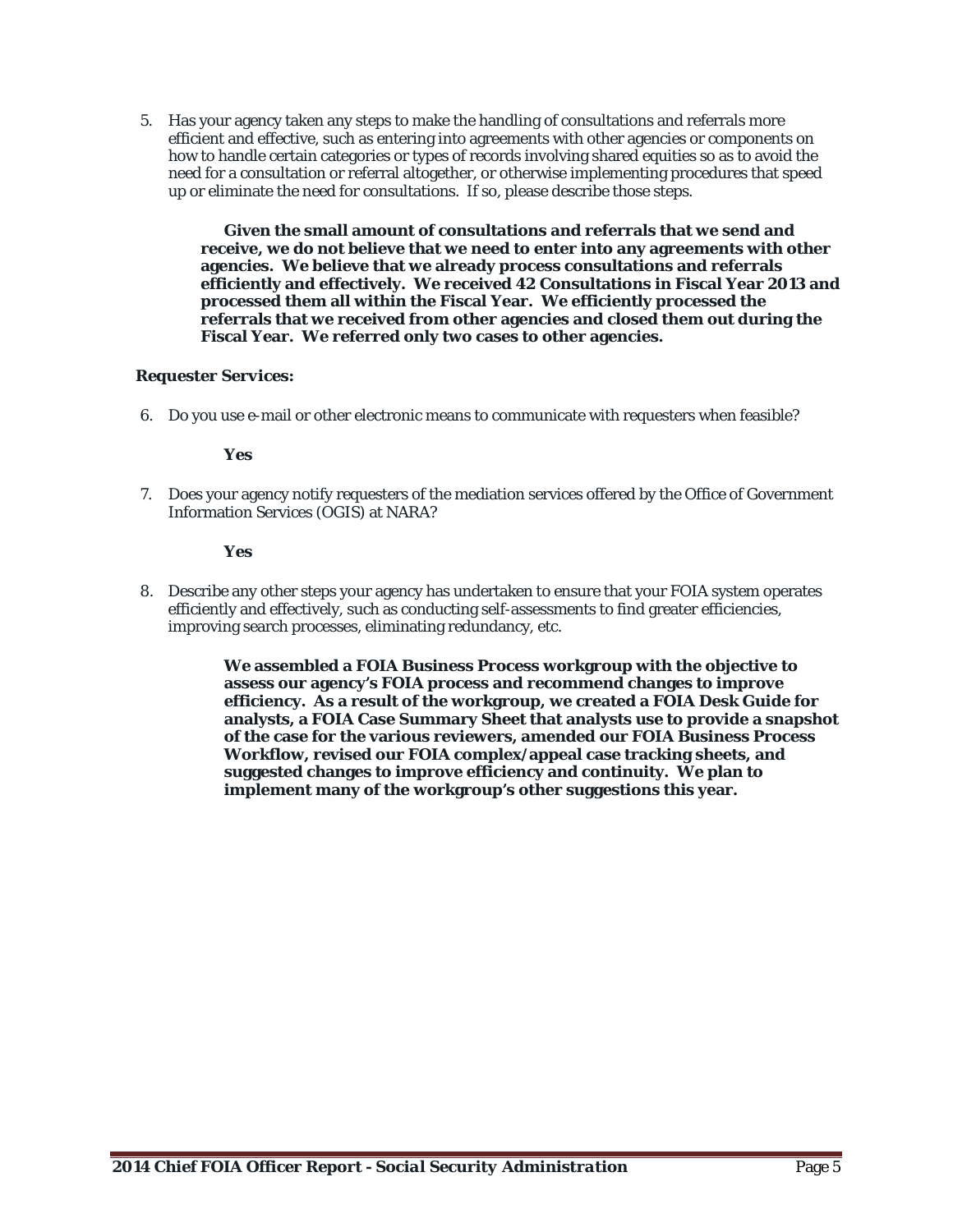5. Has your agency taken any steps to make the handling of consultations and referrals more efficient and effective, such as entering into agreements with other agencies or components on how to handle certain categories or types of records involving shared equities so as to avoid the need for a consultation or referral altogether, or otherwise implementing procedures that speed up or eliminate the need for consultations. If so, please describe those steps.

   **Given the small amount of consultations and referrals that we send and receive, we do not believe that we need to enter into any agreements with other agencies. We believe that we already process consultations and referrals efficiently and effectively. We received 42 Consultations in Fiscal Year 2013 and processed them all within the Fiscal Year. We efficiently processed the referrals that we received from other agencies and closed them out during the Fiscal Year. We referred only two cases to other agencies.**

**Requester Services:**

6. Do you use e-mail or other electronic means to communicate with requesters when feasible?

   **Yes**

7. Does your agency notify requesters of the mediation services offered by the Office of Government Information Services (OGIS) at NARA?

   **Yes**

8. Describe any other steps your agency has undertaken to ensure that your FOIA system operates efficiently and effectively, such as conducting self-assessments to find greater efficiencies, improving search processes, eliminating redundancy, etc.

   **We assembled a FOIA Business Process workgroup with the objective to assess our agency's FOIA process and recommend changes to improve efficiency. As a result of the workgroup, we created a FOIA Desk Guide for analysts, a FOIA Case Summary Sheet that analysts use to provide a snapshot of the case for the various reviewers, amended our FOIA Business Process Workflow, revised our FOIA complex/appeal case tracking sheets, and suggested changes to improve efficiency and continuity. We plan to implement many of the workgroup's other suggestions this year.**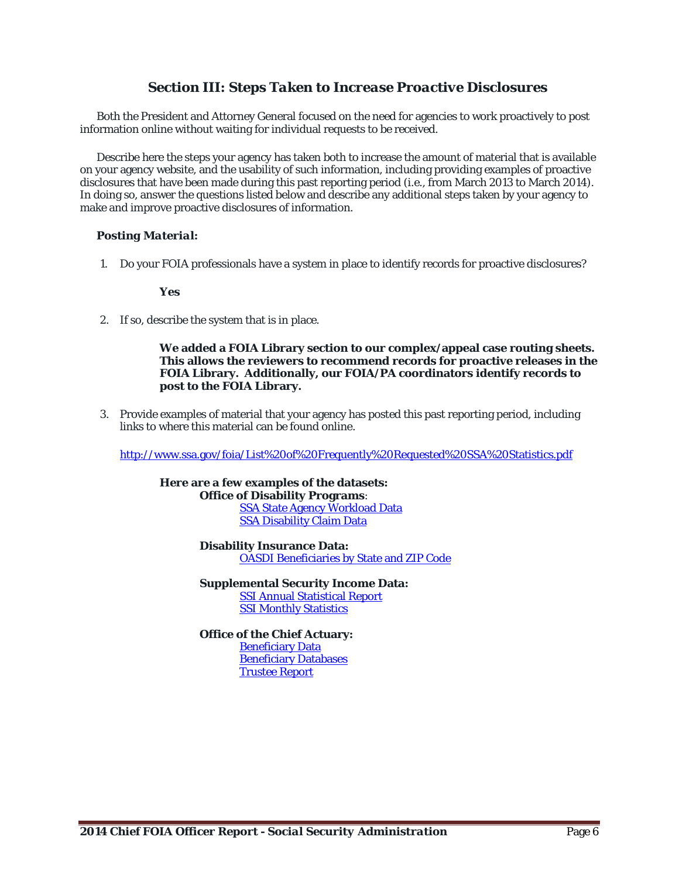## Section III: Steps Taken to Increase Proactive Disclosures

Both the President and Attorney General focused on the need for agencies to work proactively to post information online without waiting for individual requests to be received.

Describe here the steps your agency has taken both to increase the amount of material that is available on your agency website, and the usability of such information, including providing examples of proactive disclosures that have been made during this past reporting period (i.e., from March 2013 to March 2014). In doing so, answer the questions listed below and describe any additional steps taken by your agency to make and improve proactive disclosures of information.

### *Posting Material:*

1. Do your FOIA professionals have a system in place to identify records for proactive disclosures?

   **Yes**

2. If so, describe the system that is in place.

   **We added a FOIA Library section to our complex/appeal case routing sheets. This allows the reviewers to recommend records for proactive releases in the FOIA Library. Additionally, our FOIA/PA coordinators identify records to post to the FOIA Library.**

3. Provide examples of material that your agency has posted this past reporting period, including links to where this material can be found online.

   http://www.ssa.gov/foia/List%20of%20Frequently%20Requested%20SSA%20Statistics.pdf

   **Here are a few examples of the datasets:**

   **Office of Disability Programs**:
   - SSA State Agency Workload Data
   - SSA Disability Claim Data

   **Disability Insurance Data:**
   - OASDI Beneficiaries by State and ZIP Code

   **Supplemental Security Income Data:**
   - SSI Annual Statistical Report
   - SSI Monthly Statistics

   **Office of the Chief Actuary:**
   - Beneficiary Data
   - Beneficiary Databases
   - Trustee Report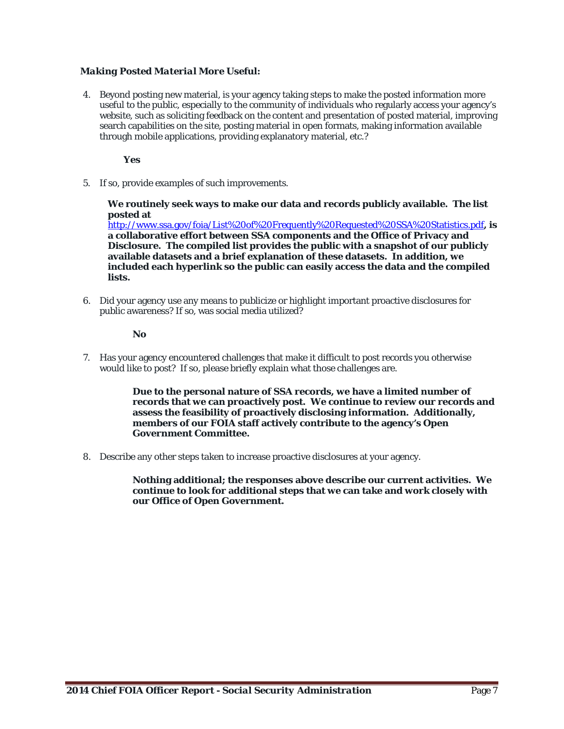***Making Posted Material More Useful:***

4. Beyond posting new material, is your agency taking steps to make the posted information more useful to the public, especially to the community of individuals who regularly access your agency's website, such as soliciting feedback on the content and presentation of posted material, improving search capabilities on the site, posting material in open formats, making information available through mobile applications, providing explanatory material, etc.?

   **Yes**

5. If so, provide examples of such improvements.

   **We routinely seek ways to make our data and records publicly available. The list posted at [http://www.ssa.gov/foia/List%20of%20Frequently%20Requested%20SSA%20Statistics.pdf](http://www.ssa.gov/foia/List%20of%20Frequently%20Requested%20SSA%20Statistics.pdf), is a collaborative effort between SSA components and the Office of Privacy and Disclosure. The compiled list provides the public with a snapshot of our publicly available datasets and a brief explanation of these datasets. In addition, we included each hyperlink so the public can easily access the data and the compiled lists.**

6. Did your agency use any means to publicize or highlight important proactive disclosures for public awareness? If so, was social media utilized?

   **No**

7. Has your agency encountered challenges that make it difficult to post records you otherwise would like to post? If so, please briefly explain what those challenges are.

   **Due to the personal nature of SSA records, we have a limited number of records that we can proactively post. We continue to review our records and assess the feasibility of proactively disclosing information. Additionally, members of our FOIA staff actively contribute to the agency's Open Government Committee.**

8. Describe any other steps taken to increase proactive disclosures at your agency.

   **Nothing additional; the responses above describe our current activities. We continue to look for additional steps that we can take and work closely with our Office of Open Government.**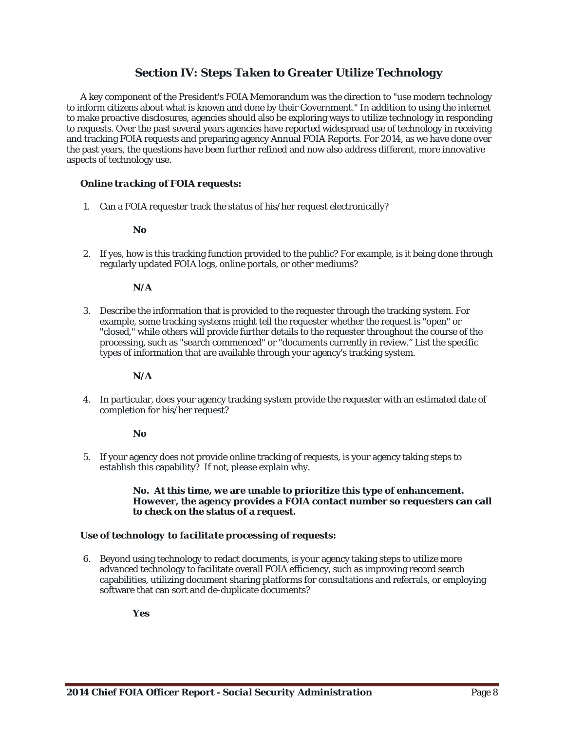## Section IV: Steps Taken to Greater Utilize Technology

A key component of the President's FOIA Memorandum was the direction to "use modern technology to inform citizens about what is known and done by their Government." In addition to using the internet to make proactive disclosures, agencies should also be exploring ways to utilize technology in responding to requests. Over the past several years agencies have reported widespread use of technology in receiving and tracking FOIA requests and preparing agency Annual FOIA Reports. For 2014, as we have done over the past years, the questions have been further refined and now also address different, more innovative aspects of technology use.

***Online tracking of FOIA requests:***

1. Can a FOIA requester track the status of his/her request electronically?

   **No**

2. If yes, how is this tracking function provided to the public? For example, is it being done through regularly updated FOIA logs, online portals, or other mediums?

   **N/A**

3. Describe the information that is provided to the requester through the tracking system. For example, some tracking systems might tell the requester whether the request is "open" or "closed," while others will provide further details to the requester throughout the course of the processing, such as "search commenced" or "documents currently in review." List the specific types of information that are available through your agency's tracking system.

   **N/A**

4. In particular, does your agency tracking system provide the requester with an estimated date of completion for his/her request?

   **No**

5. If your agency does not provide online tracking of requests, is your agency taking steps to establish this capability? If not, please explain why.

   **No. At this time, we are unable to prioritize this type of enhancement. However, the agency provides a FOIA contact number so requesters can call to check on the status of a request.**

***Use of technology to facilitate processing of requests:***

6. Beyond using technology to redact documents, is your agency taking steps to utilize more advanced technology to facilitate overall FOIA efficiency, such as improving record search capabilities, utilizing document sharing platforms for consultations and referrals, or employing software that can sort and de-duplicate documents?

   **Yes**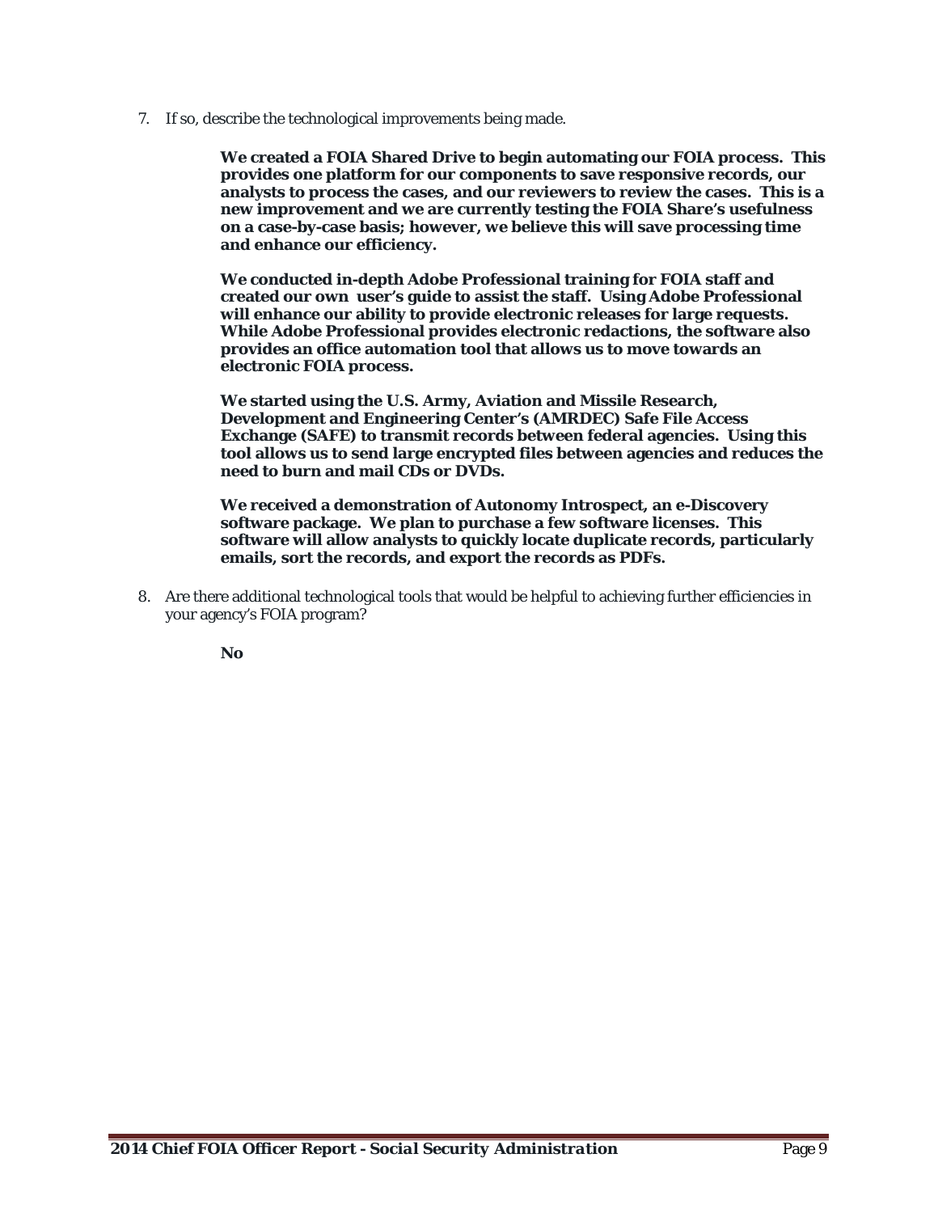7. If so, describe the technological improvements being made.

   **We created a FOIA Shared Drive to begin automating our FOIA process. This provides one platform for our components to save responsive records, our analysts to process the cases, and our reviewers to review the cases. This is a new improvement and we are currently testing the FOIA Share's usefulness on a case-by-case basis; however, we believe this will save processing time and enhance our efficiency.**

   **We conducted in-depth Adobe Professional training for FOIA staff and created our own user's guide to assist the staff. Using Adobe Professional will enhance our ability to provide electronic releases for large requests. While Adobe Professional provides electronic redactions, the software also provides an office automation tool that allows us to move towards an electronic FOIA process.**

   **We started using the U.S. Army, Aviation and Missile Research, Development and Engineering Center's (AMRDEC) Safe File Access Exchange (SAFE) to transmit records between federal agencies. Using this tool allows us to send large encrypted files between agencies and reduces the need to burn and mail CDs or DVDs.**

   **We received a demonstration of Autonomy Introspect, an e-Discovery software package. We plan to purchase a few software licenses. This software will allow analysts to quickly locate duplicate records, particularly emails, sort the records, and export the records as PDFs.**

8. Are there additional technological tools that would be helpful to achieving further efficiencies in your agency's FOIA program?

   **No**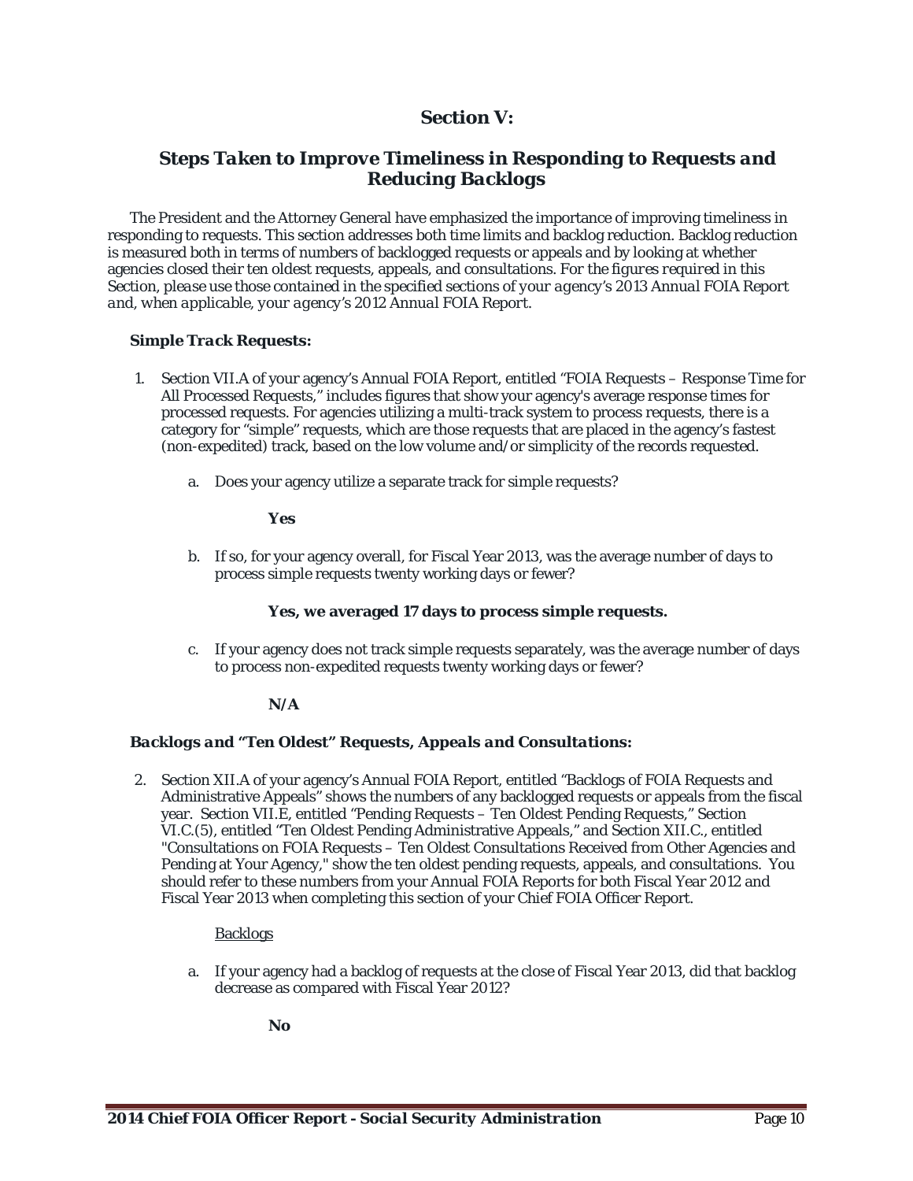## Section V:

### *Steps Taken to Improve Timeliness in Responding to Requests and Reducing Backlogs*

The President and the Attorney General have emphasized the importance of improving timeliness in responding to requests. This section addresses both time limits and backlog reduction. Backlog reduction is measured both in terms of numbers of backlogged requests or appeals and by looking at whether agencies closed their ten oldest requests, appeals, and consultations. *For the figures required in this Section, please use those contained in the specified sections of your agency's 2013 Annual FOIA Report and, when applicable, your agency's 2012 Annual FOIA Report.*

***Simple Track Requests:***

1. Section VII.A of your agency's Annual FOIA Report, entitled "FOIA Requests – Response Time for All Processed Requests," includes figures that show your agency's average response times for processed requests. For agencies utilizing a multi-track system to process requests, there is a category for "simple" requests, which are those requests that are placed in the agency's fastest (non-expedited) track, based on the low volume and/or simplicity of the records requested.

   a. Does your agency utilize a separate track for simple requests?

      ***Yes***

   b. If so, for your agency overall, for Fiscal Year 2013, was the average number of days to process simple requests twenty working days or fewer?

      ***Yes, we averaged 17 days to process simple requests.***

   c. If your agency does not track simple requests separately, was the average number of days to process non-expedited requests twenty working days or fewer?

      ***N/A***

***Backlogs and "Ten Oldest" Requests, Appeals and Consultations:***

2. Section XII.A of your agency's Annual FOIA Report, entitled "Backlogs of FOIA Requests and Administrative Appeals" shows the numbers of any backlogged requests or appeals from the fiscal year. Section VII.E, entitled "Pending Requests – Ten Oldest Pending Requests," Section VI.C.(5), entitled "Ten Oldest Pending Administrative Appeals," and Section XII.C., entitled "Consultations on FOIA Requests – Ten Oldest Consultations Received from Other Agencies and Pending at Your Agency," show the ten oldest pending requests, appeals, and consultations. You should refer to these numbers from your Annual FOIA Reports for both Fiscal Year 2012 and Fiscal Year 2013 when completing this section of your Chief FOIA Officer Report.

   Backlogs

   a. If your agency had a backlog of requests at the close of Fiscal Year 2013, did that backlog decrease as compared with Fiscal Year 2012?

      ***No***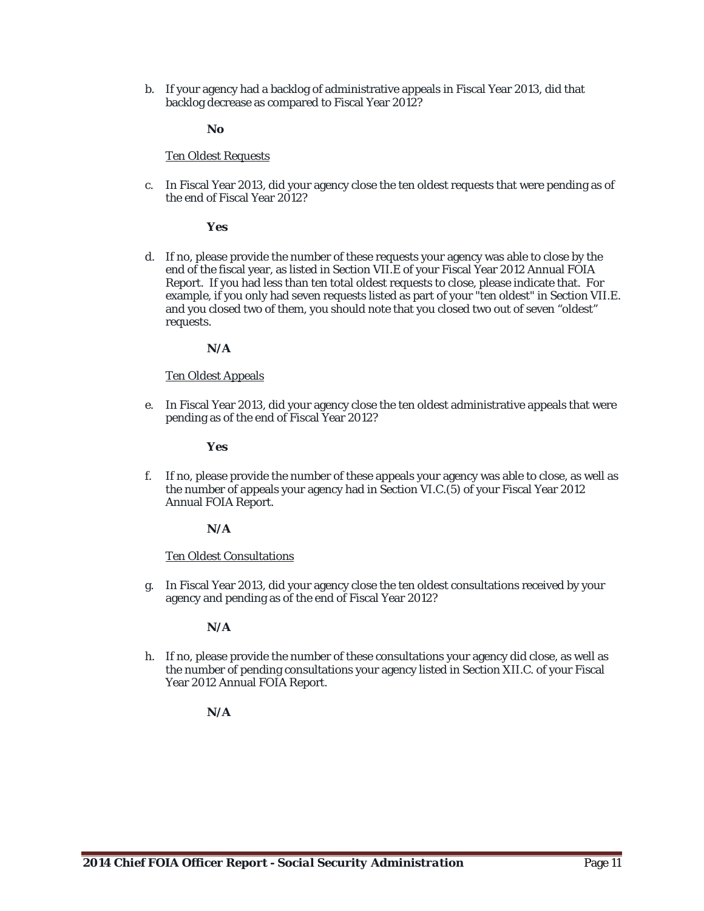b. If your agency had a backlog of administrative appeals in Fiscal Year 2013, did that backlog decrease as compared to Fiscal Year 2012?

**No**

Ten Oldest Requests

c. In Fiscal Year 2013, did your agency close the ten oldest requests that were pending as of the end of Fiscal Year 2012?

**Yes**

d. If no, please provide the number of these requests your agency was able to close by the end of the fiscal year, as listed in Section VII.E of your Fiscal Year 2012 Annual FOIA Report. If you had less than ten total oldest requests to close, please indicate that. For example, if you only had seven requests listed as part of your "ten oldest" in Section VII.E. and you closed two of them, you should note that you closed two out of seven "oldest" requests.

**N/A**

Ten Oldest Appeals

e. In Fiscal Year 2013, did your agency close the ten oldest administrative appeals that were pending as of the end of Fiscal Year 2012?

**Yes**

f. If no, please provide the number of these appeals your agency was able to close, as well as the number of appeals your agency had in Section VI.C.(5) of your Fiscal Year 2012 Annual FOIA Report.

**N/A**

Ten Oldest Consultations

g. In Fiscal Year 2013, did your agency close the ten oldest consultations received by your agency and pending as of the end of Fiscal Year 2012?

**N/A**

h. If no, please provide the number of these consultations your agency did close, as well as the number of pending consultations your agency listed in Section XII.C. of your Fiscal Year 2012 Annual FOIA Report.

**N/A**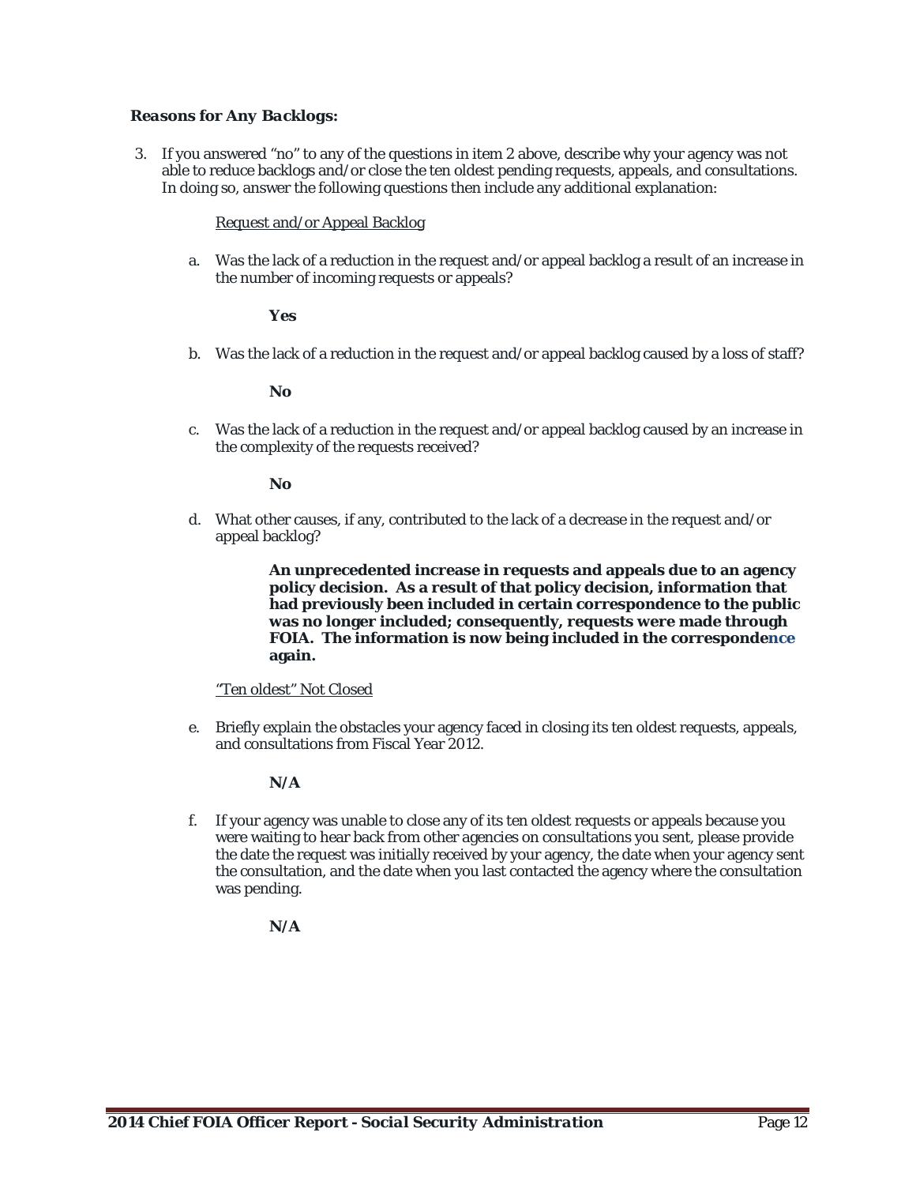***Reasons for Any Backlogs:***

3. If you answered "no" to any of the questions in item 2 above, describe why your agency was not able to reduce backlogs and/or close the ten oldest pending requests, appeals, and consultations. In doing so, answer the following questions then include any additional explanation:

   Request and/or Appeal Backlog

   a. Was the lack of a reduction in the request and/or appeal backlog a result of an increase in the number of incoming requests or appeals?

      **Yes**

   b. Was the lack of a reduction in the request and/or appeal backlog caused by a loss of staff?

      **No**

   c. Was the lack of a reduction in the request and/or appeal backlog caused by an increase in the complexity of the requests received?

      **No**

   d. What other causes, if any, contributed to the lack of a decrease in the request and/or appeal backlog?

      **An unprecedented increase in requests and appeals due to an agency policy decision. As a result of that policy decision, information that had previously been included in certain correspondence to the public was no longer included; consequently, requests were made through FOIA. The information is now being included in the correspondence again.**

   "Ten oldest" Not Closed

   e. Briefly explain the obstacles your agency faced in closing its ten oldest requests, appeals, and consultations from Fiscal Year 2012.

      **N/A**

   f. If your agency was unable to close any of its ten oldest requests or appeals because you were waiting to hear back from other agencies on consultations you sent, please provide the date the request was initially received by your agency, the date when your agency sent the consultation, and the date when you last contacted the agency where the consultation was pending.

      **N/A**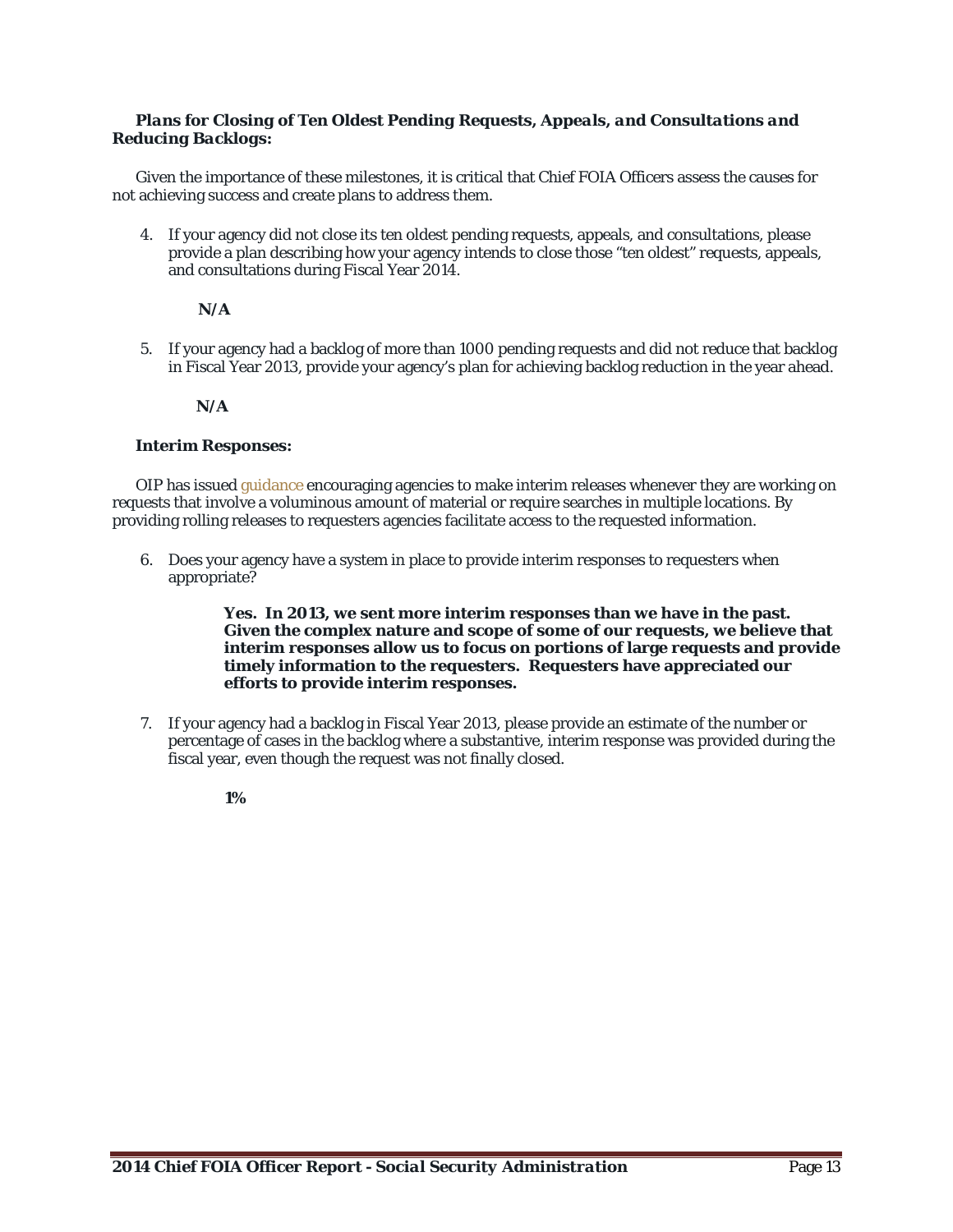***Plans for Closing of Ten Oldest Pending Requests, Appeals, and Consultations and Reducing Backlogs:***

Given the importance of these milestones, it is critical that Chief FOIA Officers assess the causes for not achieving success and create plans to address them.

4. If your agency did not close its ten oldest pending requests, appeals, and consultations, please provide a plan describing how your agency intends to close those "ten oldest" requests, appeals, and consultations during Fiscal Year 2014.

   **N/A**

5. If your agency had a backlog of more than 1000 pending requests and did not reduce that backlog in Fiscal Year 2013, provide your agency's plan for achieving backlog reduction in the year ahead.

   **N/A**

**Interim Responses:**

OIP has issued guidance encouraging agencies to make interim releases whenever they are working on requests that involve a voluminous amount of material or require searches in multiple locations. By providing rolling releases to requesters agencies facilitate access to the requested information.

6. Does your agency have a system in place to provide interim responses to requesters when appropriate?

   **Yes. In 2013, we sent more interim responses than we have in the past. Given the complex nature and scope of some of our requests, we believe that interim responses allow us to focus on portions of large requests and provide timely information to the requesters. Requesters have appreciated our efforts to provide interim responses.**

7. If your agency had a backlog in Fiscal Year 2013, please provide an estimate of the number or percentage of cases in the backlog where a substantive, interim response was provided during the fiscal year, even though the request was not finally closed.

   **1%**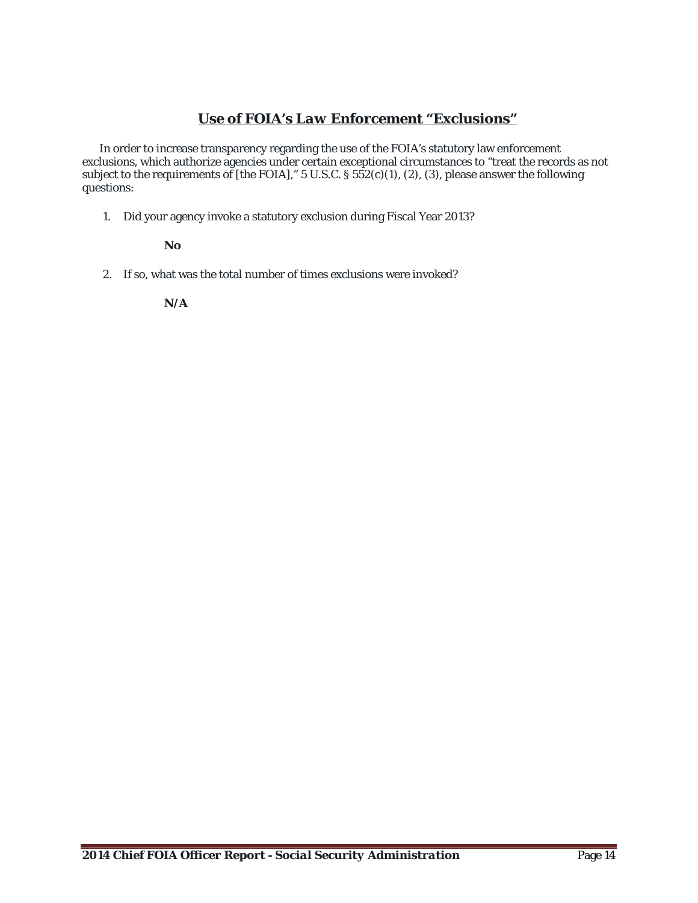## Use of FOIA's Law Enforcement "Exclusions"

In order to increase transparency regarding the use of the FOIA's statutory law enforcement exclusions, which authorize agencies under certain exceptional circumstances to "treat the records as not subject to the requirements of [the FOIA]," 5 U.S.C. § 552(c)(1), (2), (3), please answer the following questions:

1. Did your agency invoke a statutory exclusion during Fiscal Year 2013?

   **No**

2. If so, what was the total number of times exclusions were invoked?

   **N/A**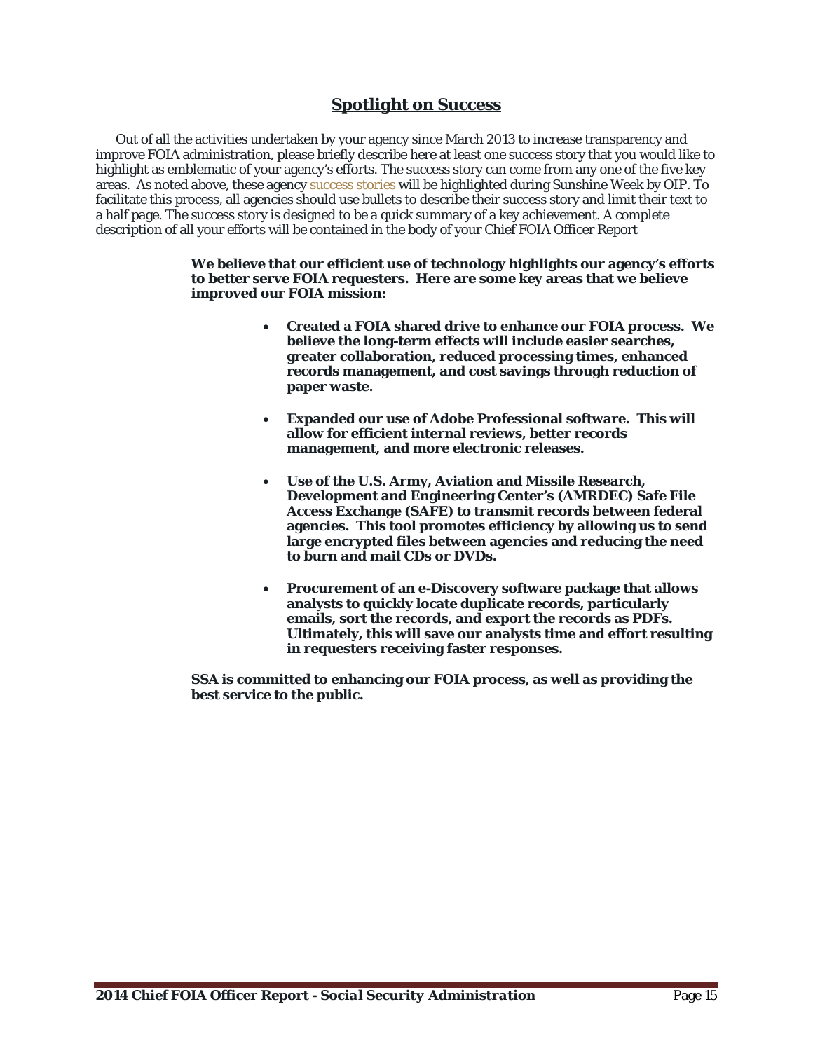## Spotlight on Success

Out of all the activities undertaken by your agency since March 2013 to increase transparency and improve FOIA administration, please briefly describe here at least one success story that you would like to highlight as emblematic of your agency's efforts. The success story can come from any one of the five key areas. As noted above, these agency success stories will be highlighted during Sunshine Week by OIP. To facilitate this process, all agencies should use bullets to describe their success story and limit their text to a half page. The success story is designed to be a quick summary of a key achievement. A complete description of all your efforts will be contained in the body of your Chief FOIA Officer Report

**We believe that our efficient use of technology highlights our agency's efforts to better serve FOIA requesters. Here are some key areas that we believe improved our FOIA mission:**

- **Created a FOIA shared drive to enhance our FOIA process. We believe the long-term effects will include easier searches, greater collaboration, reduced processing times, enhanced records management, and cost savings through reduction of paper waste.**
- **Expanded our use of Adobe Professional software. This will allow for efficient internal reviews, better records management, and more electronic releases.**
- **Use of the U.S. Army, Aviation and Missile Research, Development and Engineering Center's (AMRDEC) Safe File Access Exchange (SAFE) to transmit records between federal agencies. This tool promotes efficiency by allowing us to send large encrypted files between agencies and reducing the need to burn and mail CDs or DVDs.**
- **Procurement of an e-Discovery software package that allows analysts to quickly locate duplicate records, particularly emails, sort the records, and export the records as PDFs. Ultimately, this will save our analysts time and effort resulting in requesters receiving faster responses.**

**SSA is committed to enhancing our FOIA process, as well as providing the best service to the public.**